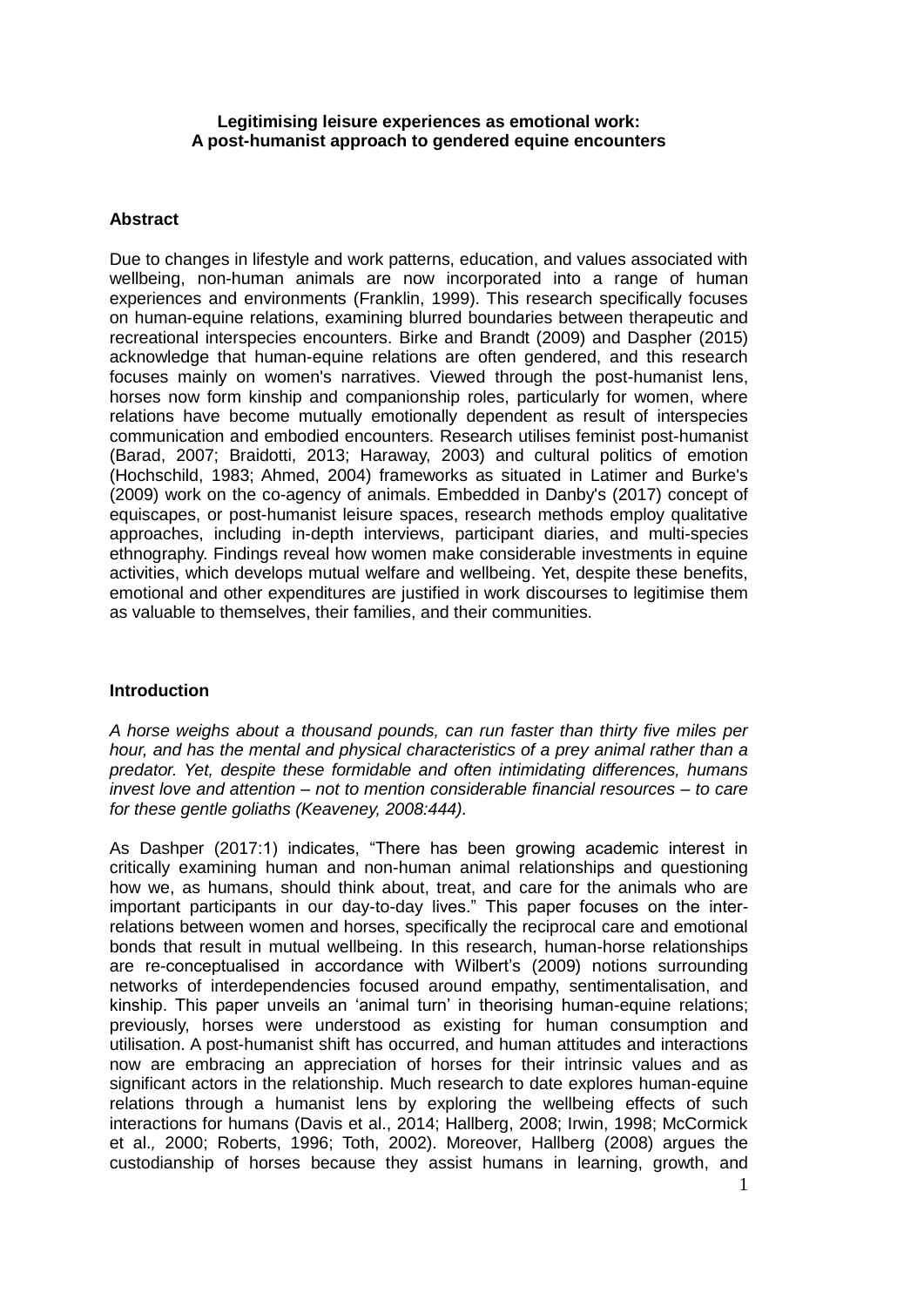# Legitimising leisure experiences as emotional work: A post-humanist approach to gendered equine encounters

## Abstract

Due to changes in lifestyle and work patterns, education, and values associated with wellbeing, non-human animals are now incorporated into a range of human experiences and environments (Franklin, 1999). This research specifically focuses on human-equine relations, examining blurred boundaries between therapeutic and recreational interspecies encounters. Birke and Brandt (2009) and Daspher (2015) acknowledge that human-equine relations are often gendered, and this research focuses mainly on women's narratives. Viewed through the post-humanist lens, horses now form kinship and companionship roles, particularly for women, where relations have become mutually emotionally dependent as result of interspecies communication and embodied encounters. Research utilises feminist post-humanist (Barad, 2007; Braidotti, 2013; Haraway, 2003) and cultural politics of emotion (Hochschild, 1983; Ahmed, 2004) frameworks as situated in Latimer and Burke's (2009) work on the co-agency of animals. Embedded in Danby's (2017) concept of equiscapes, or post-humanist leisure spaces, research methods employ qualitative approaches, including in-depth interviews, participant diaries, and multi-species ethnography. Findings reveal how women make considerable investments in equine activities, which develops mutual welfare and wellbeing. Yet, despite these benefits, emotional and other expenditures are justified in work discourses to legitimise them as valuable to themselves, their families, and their communities.

## Introduction

*A horse weighs about a thousand pounds, can run faster than thirty five miles per hour, and has the mental and physical characteristics of a prey animal rather than a predator. Yet, despite these formidable and often intimidating differences, humans invest love and attention – not to mention considerable financial resources – to care for these gentle goliaths (Keaveney, 2008:444).*

As Dashper (2017:1) indicates, "There has been growing academic interest in critically examining human and non-human animal relationships and questioning how we, as humans, should think about, treat, and care for the animals who are important participants in our day-to-day lives." This paper focuses on the inter-relations between women and horses, specifically the reciprocal care and emotional bonds that result in mutual wellbeing. In this research, human-horse relationships are re-conceptualised in accordance with Wilbert's (2009) notions surrounding networks of interdependencies focused around empathy, sentimentalisation, and kinship. This paper unveils an 'animal turn' in theorising human-equine relations; previously, horses were understood as existing for human consumption and utilisation. A post-humanist shift has occurred, and human attitudes and interactions now are embracing an appreciation of horses for their intrinsic values and as significant actors in the relationship. Much research to date explores human-equine relations through a humanist lens by exploring the wellbeing effects of such interactions for humans (Davis et al., 2014; Hallberg, 2008; Irwin, 1998; McCormick et al., 2000; Roberts, 1996; Toth, 2002). Moreover, Hallberg (2008) argues the custodianship of horses because they assist humans in learning, growth, and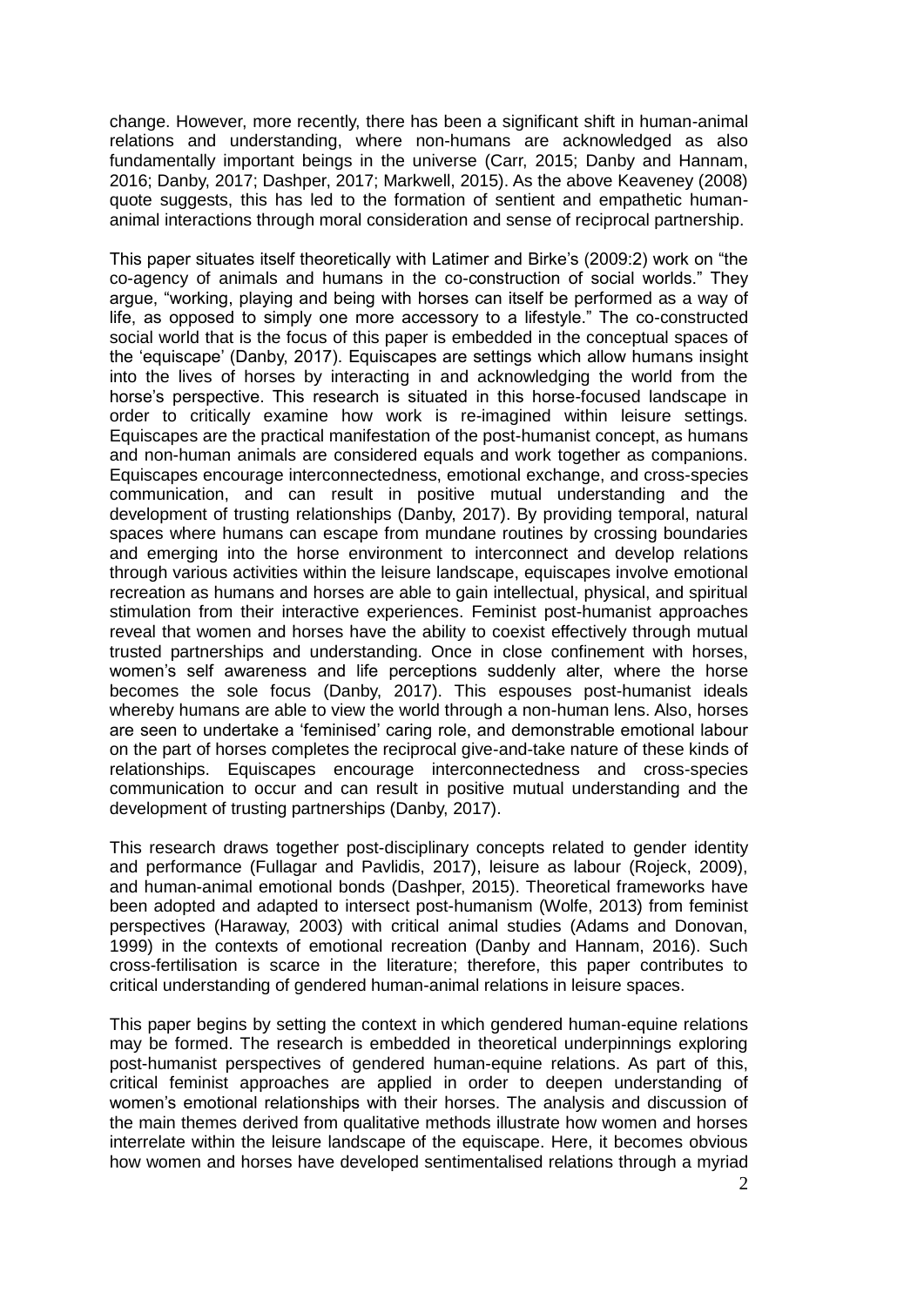change. However, more recently, there has been a significant shift in human-animal relations and understanding, where non-humans are acknowledged as also fundamentally important beings in the universe (Carr, 2015; Danby and Hannam, 2016; Danby, 2017; Dashper, 2017; Markwell, 2015). As the above Keaveney (2008) quote suggests, this has led to the formation of sentient and empathetic human-animal interactions through moral consideration and sense of reciprocal partnership.

This paper situates itself theoretically with Latimer and Birke's (2009:2) work on "the co-agency of animals and humans in the co-construction of social worlds." They argue, "working, playing and being with horses can itself be performed as a way of life, as opposed to simply one more accessory to a lifestyle." The co-constructed social world that is the focus of this paper is embedded in the conceptual spaces of the 'equiscape' (Danby, 2017). Equiscapes are settings which allow humans insight into the lives of horses by interacting in and acknowledging the world from the horse's perspective. This research is situated in this horse-focused landscape in order to critically examine how work is re-imagined within leisure settings. Equiscapes are the practical manifestation of the post-humanist concept, as humans and non-human animals are considered equals and work together as companions. Equiscapes encourage interconnectedness, emotional exchange, and cross-species communication, and can result in positive mutual understanding and the development of trusting relationships (Danby, 2017). By providing temporal, natural spaces where humans can escape from mundane routines by crossing boundaries and emerging into the horse environment to interconnect and develop relations through various activities within the leisure landscape, equiscapes involve emotional recreation as humans and horses are able to gain intellectual, physical, and spiritual stimulation from their interactive experiences. Feminist post-humanist approaches reveal that women and horses have the ability to coexist effectively through mutual trusted partnerships and understanding. Once in close confinement with horses, women's self awareness and life perceptions suddenly alter, where the horse becomes the sole focus (Danby, 2017). This espouses post-humanist ideals whereby humans are able to view the world through a non-human lens. Also, horses are seen to undertake a 'feminised' caring role, and demonstrable emotional labour on the part of horses completes the reciprocal give-and-take nature of these kinds of relationships. Equiscapes encourage interconnectedness and cross-species communication to occur and can result in positive mutual understanding and the development of trusting partnerships (Danby, 2017).

This research draws together post-disciplinary concepts related to gender identity and performance (Fullagar and Pavlidis, 2017), leisure as labour (Rojeck, 2009), and human-animal emotional bonds (Dashper, 2015). Theoretical frameworks have been adopted and adapted to intersect post-humanism (Wolfe, 2013) from feminist perspectives (Haraway, 2003) with critical animal studies (Adams and Donovan, 1999) in the contexts of emotional recreation (Danby and Hannam, 2016). Such cross-fertilisation is scarce in the literature; therefore, this paper contributes to critical understanding of gendered human-animal relations in leisure spaces.

This paper begins by setting the context in which gendered human-equine relations may be formed. The research is embedded in theoretical underpinnings exploring post-humanist perspectives of gendered human-equine relations. As part of this, critical feminist approaches are applied in order to deepen understanding of women's emotional relationships with their horses. The analysis and discussion of the main themes derived from qualitative methods illustrate how women and horses interrelate within the leisure landscape of the equiscape. Here, it becomes obvious how women and horses have developed sentimentalised relations through a myriad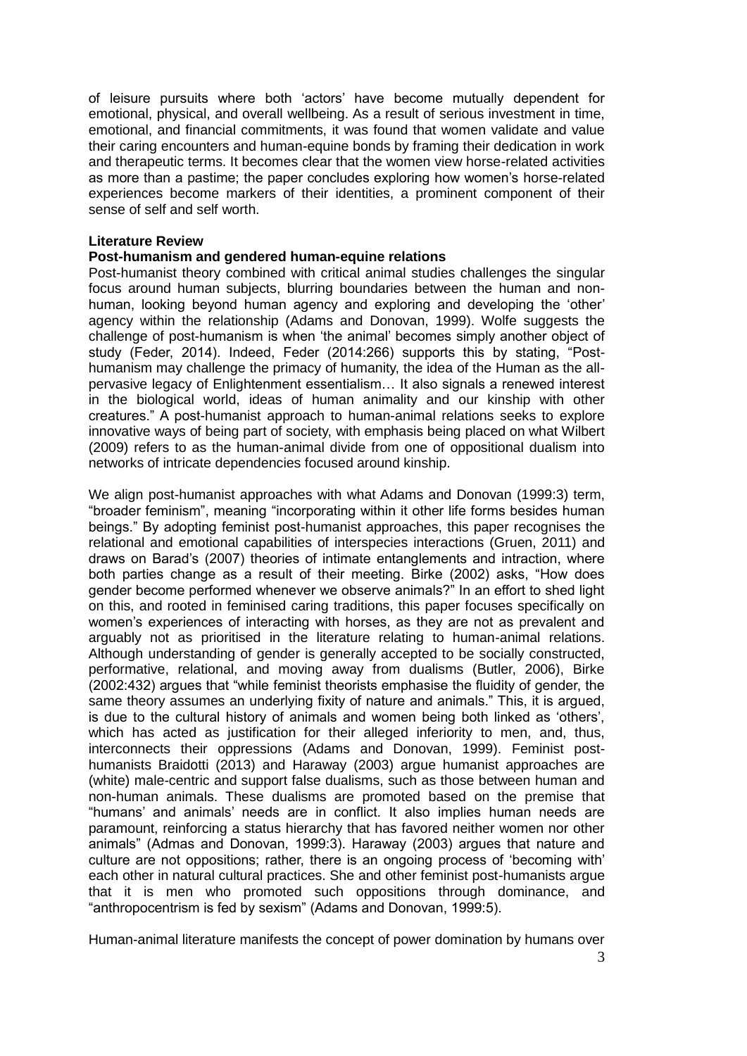of leisure pursuits where both 'actors' have become mutually dependent for emotional, physical, and overall wellbeing. As a result of serious investment in time, emotional, and financial commitments, it was found that women validate and value their caring encounters and human-equine bonds by framing their dedication in work and therapeutic terms. It becomes clear that the women view horse-related activities as more than a pastime; the paper concludes exploring how women's horse-related experiences become markers of their identities, a prominent component of their sense of self and self worth.

## Literature Review

### Post-humanism and gendered human-equine relations

Post-humanist theory combined with critical animal studies challenges the singular focus around human subjects, blurring boundaries between the human and non-human, looking beyond human agency and exploring and developing the 'other' agency within the relationship (Adams and Donovan, 1999). Wolfe suggests the challenge of post-humanism is when 'the animal' becomes simply another object of study (Feder, 2014). Indeed, Feder (2014:266) supports this by stating, "Post-humanism may challenge the primacy of humanity, the idea of the Human as the all-pervasive legacy of Enlightenment essentialism… It also signals a renewed interest in the biological world, ideas of human animality and our kinship with other creatures." A post-humanist approach to human-animal relations seeks to explore innovative ways of being part of society, with emphasis being placed on what Wilbert (2009) refers to as the human-animal divide from one of oppositional dualism into networks of intricate dependencies focused around kinship.

We align post-humanist approaches with what Adams and Donovan (1999:3) term, "broader feminism", meaning "incorporating within it other life forms besides human beings." By adopting feminist post-humanist approaches, this paper recognises the relational and emotional capabilities of interspecies interactions (Gruen, 2011) and draws on Barad's (2007) theories of intimate entanglements and intraction, where both parties change as a result of their meeting. Birke (2002) asks, "How does gender become performed whenever we observe animals?" In an effort to shed light on this, and rooted in feminised caring traditions, this paper focuses specifically on women's experiences of interacting with horses, as they are not as prevalent and arguably not as prioritised in the literature relating to human-animal relations. Although understanding of gender is generally accepted to be socially constructed, performative, relational, and moving away from dualisms (Butler, 2006), Birke (2002:432) argues that "while feminist theorists emphasise the fluidity of gender, the same theory assumes an underlying fixity of nature and animals." This, it is argued, is due to the cultural history of animals and women being both linked as 'others', which has acted as justification for their alleged inferiority to men, and, thus, interconnects their oppressions (Adams and Donovan, 1999). Feminist post-humanists Braidotti (2013) and Haraway (2003) argue humanist approaches are (white) male-centric and support false dualisms, such as those between human and non-human animals. These dualisms are promoted based on the premise that "humans' and animals' needs are in conflict. It also implies human needs are paramount, reinforcing a status hierarchy that has favored neither women nor other animals" (Admas and Donovan, 1999:3). Haraway (2003) argues that nature and culture are not oppositions; rather, there is an ongoing process of 'becoming with' each other in natural cultural practices. She and other feminist post-humanists argue that it is men who promoted such oppositions through dominance, and "anthropocentrism is fed by sexism" (Adams and Donovan, 1999:5).

Human-animal literature manifests the concept of power domination by humans over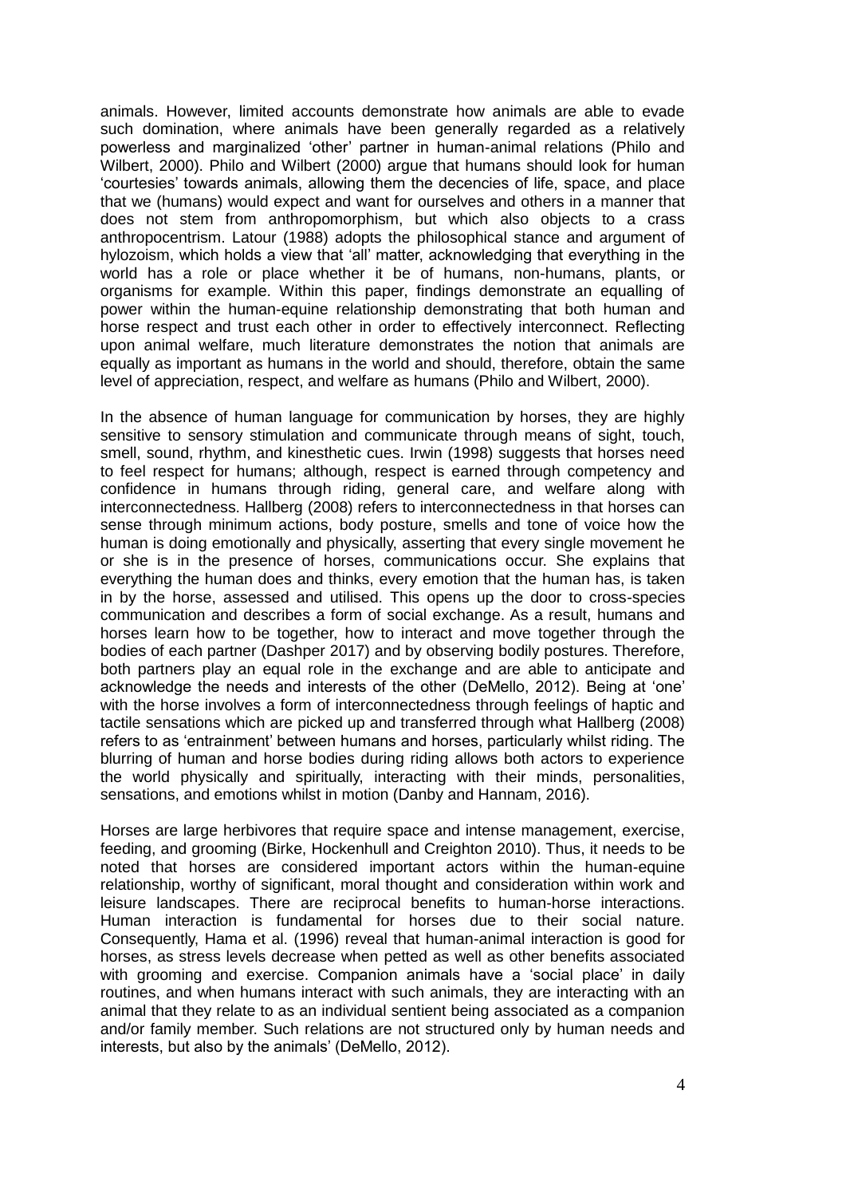animals. However, limited accounts demonstrate how animals are able to evade such domination, where animals have been generally regarded as a relatively powerless and marginalized 'other' partner in human-animal relations (Philo and Wilbert, 2000). Philo and Wilbert (2000) argue that humans should look for human 'courtesies' towards animals, allowing them the decencies of life, space, and place that we (humans) would expect and want for ourselves and others in a manner that does not stem from anthropomorphism, but which also objects to a crass anthropocentrism. Latour (1988) adopts the philosophical stance and argument of hylozoism, which holds a view that 'all' matter, acknowledging that everything in the world has a role or place whether it be of humans, non-humans, plants, or organisms for example. Within this paper, findings demonstrate an equalling of power within the human-equine relationship demonstrating that both human and horse respect and trust each other in order to effectively interconnect. Reflecting upon animal welfare, much literature demonstrates the notion that animals are equally as important as humans in the world and should, therefore, obtain the same level of appreciation, respect, and welfare as humans (Philo and Wilbert, 2000).

In the absence of human language for communication by horses, they are highly sensitive to sensory stimulation and communicate through means of sight, touch, smell, sound, rhythm, and kinesthetic cues. Irwin (1998) suggests that horses need to feel respect for humans; although, respect is earned through competency and confidence in humans through riding, general care, and welfare along with interconnectedness. Hallberg (2008) refers to interconnectedness in that horses can sense through minimum actions, body posture, smells and tone of voice how the human is doing emotionally and physically, asserting that every single movement he or she is in the presence of horses, communications occur. She explains that everything the human does and thinks, every emotion that the human has, is taken in by the horse, assessed and utilised. This opens up the door to cross-species communication and describes a form of social exchange. As a result, humans and horses learn how to be together, how to interact and move together through the bodies of each partner (Dashper 2017) and by observing bodily postures. Therefore, both partners play an equal role in the exchange and are able to anticipate and acknowledge the needs and interests of the other (DeMello, 2012). Being at 'one' with the horse involves a form of interconnectedness through feelings of haptic and tactile sensations which are picked up and transferred through what Hallberg (2008) refers to as 'entrainment' between humans and horses, particularly whilst riding. The blurring of human and horse bodies during riding allows both actors to experience the world physically and spiritually, interacting with their minds, personalities, sensations, and emotions whilst in motion (Danby and Hannam, 2016).

Horses are large herbivores that require space and intense management, exercise, feeding, and grooming (Birke, Hockenhull and Creighton 2010). Thus, it needs to be noted that horses are considered important actors within the human-equine relationship, worthy of significant, moral thought and consideration within work and leisure landscapes. There are reciprocal benefits to human-horse interactions. Human interaction is fundamental for horses due to their social nature. Consequently, Hama et al. (1996) reveal that human-animal interaction is good for horses, as stress levels decrease when petted as well as other benefits associated with grooming and exercise. Companion animals have a 'social place' in daily routines, and when humans interact with such animals, they are interacting with an animal that they relate to as an individual sentient being associated as a companion and/or family member. Such relations are not structured only by human needs and interests, but also by the animals' (DeMello, 2012).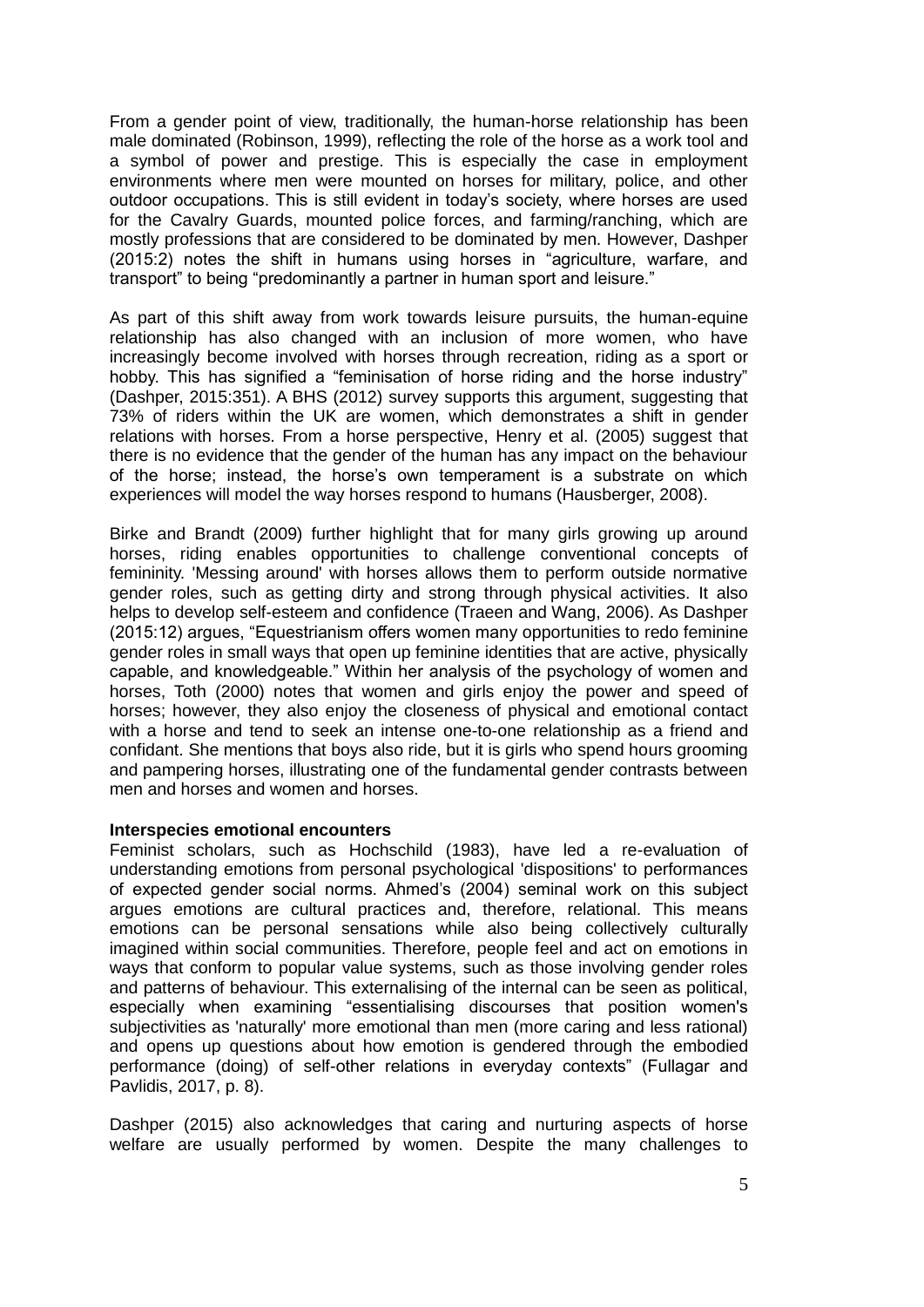From a gender point of view, traditionally, the human-horse relationship has been male dominated (Robinson, 1999), reflecting the role of the horse as a work tool and a symbol of power and prestige. This is especially the case in employment environments where men were mounted on horses for military, police, and other outdoor occupations. This is still evident in today's society, where horses are used for the Cavalry Guards, mounted police forces, and farming/ranching, which are mostly professions that are considered to be dominated by men. However, Dashper (2015:2) notes the shift in humans using horses in "agriculture, warfare, and transport" to being "predominantly a partner in human sport and leisure."

As part of this shift away from work towards leisure pursuits, the human-equine relationship has also changed with an inclusion of more women, who have increasingly become involved with horses through recreation, riding as a sport or hobby. This has signified a "feminisation of horse riding and the horse industry" (Dashper, 2015:351). A BHS (2012) survey supports this argument, suggesting that 73% of riders within the UK are women, which demonstrates a shift in gender relations with horses. From a horse perspective, Henry et al. (2005) suggest that there is no evidence that the gender of the human has any impact on the behaviour of the horse; instead, the horse's own temperament is a substrate on which experiences will model the way horses respond to humans (Hausberger, 2008).

Birke and Brandt (2009) further highlight that for many girls growing up around horses, riding enables opportunities to challenge conventional concepts of femininity. 'Messing around' with horses allows them to perform outside normative gender roles, such as getting dirty and strong through physical activities. It also helps to develop self-esteem and confidence (Traeen and Wang, 2006). As Dashper (2015:12) argues, "Equestrianism offers women many opportunities to redo feminine gender roles in small ways that open up feminine identities that are active, physically capable, and knowledgeable." Within her analysis of the psychology of women and horses, Toth (2000) notes that women and girls enjoy the power and speed of horses; however, they also enjoy the closeness of physical and emotional contact with a horse and tend to seek an intense one-to-one relationship as a friend and confidant. She mentions that boys also ride, but it is girls who spend hours grooming and pampering horses, illustrating one of the fundamental gender contrasts between men and horses and women and horses.

**Interspecies emotional encounters**

Feminist scholars, such as Hochschild (1983), have led a re-evaluation of understanding emotions from personal psychological 'dispositions' to performances of expected gender social norms. Ahmed's (2004) seminal work on this subject argues emotions are cultural practices and, therefore, relational. This means emotions can be personal sensations while also being collectively culturally imagined within social communities. Therefore, people feel and act on emotions in ways that conform to popular value systems, such as those involving gender roles and patterns of behaviour. This externalising of the internal can be seen as political, especially when examining "essentialising discourses that position women's subjectivities as 'naturally' more emotional than men (more caring and less rational) and opens up questions about how emotion is gendered through the embodied performance (doing) of self-other relations in everyday contexts" (Fullagar and Pavlidis, 2017, p. 8).

Dashper (2015) also acknowledges that caring and nurturing aspects of horse welfare are usually performed by women. Despite the many challenges to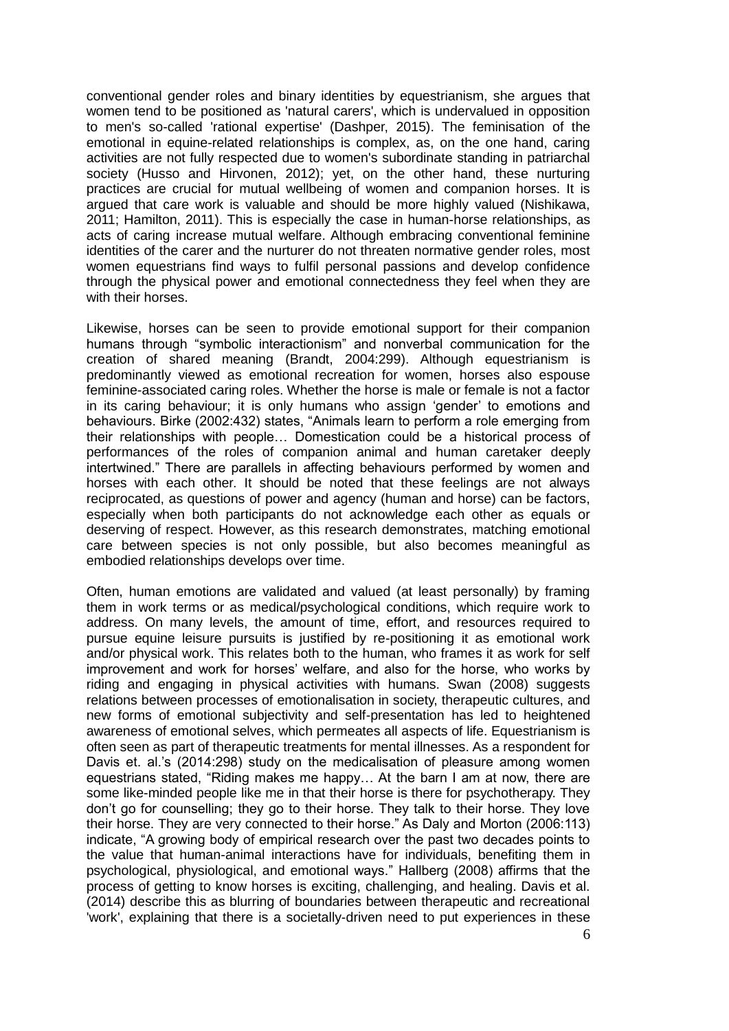conventional gender roles and binary identities by equestrianism, she argues that women tend to be positioned as 'natural carers', which is undervalued in opposition to men's so-called 'rational expertise' (Dashper, 2015). The feminisation of the emotional in equine-related relationships is complex, as, on the one hand, caring activities are not fully respected due to women's subordinate standing in patriarchal society (Husso and Hirvonen, 2012); yet, on the other hand, these nurturing practices are crucial for mutual wellbeing of women and companion horses. It is argued that care work is valuable and should be more highly valued (Nishikawa, 2011; Hamilton, 2011). This is especially the case in human-horse relationships, as acts of caring increase mutual welfare. Although embracing conventional feminine identities of the carer and the nurturer do not threaten normative gender roles, most women equestrians find ways to fulfil personal passions and develop confidence through the physical power and emotional connectedness they feel when they are with their horses.

Likewise, horses can be seen to provide emotional support for their companion humans through "symbolic interactionism" and nonverbal communication for the creation of shared meaning (Brandt, 2004:299). Although equestrianism is predominantly viewed as emotional recreation for women, horses also espouse feminine-associated caring roles. Whether the horse is male or female is not a factor in its caring behaviour; it is only humans who assign 'gender' to emotions and behaviours. Birke (2002:432) states, "Animals learn to perform a role emerging from their relationships with people… Domestication could be a historical process of performances of the roles of companion animal and human caretaker deeply intertwined." There are parallels in affecting behaviours performed by women and horses with each other. It should be noted that these feelings are not always reciprocated, as questions of power and agency (human and horse) can be factors, especially when both participants do not acknowledge each other as equals or deserving of respect. However, as this research demonstrates, matching emotional care between species is not only possible, but also becomes meaningful as embodied relationships develops over time.

Often, human emotions are validated and valued (at least personally) by framing them in work terms or as medical/psychological conditions, which require work to address. On many levels, the amount of time, effort, and resources required to pursue equine leisure pursuits is justified by re-positioning it as emotional work and/or physical work. This relates both to the human, who frames it as work for self improvement and work for horses' welfare, and also for the horse, who works by riding and engaging in physical activities with humans. Swan (2008) suggests relations between processes of emotionalisation in society, therapeutic cultures, and new forms of emotional subjectivity and self-presentation has led to heightened awareness of emotional selves, which permeates all aspects of life. Equestrianism is often seen as part of therapeutic treatments for mental illnesses. As a respondent for Davis et. al.'s (2014:298) study on the medicalisation of pleasure among women equestrians stated, "Riding makes me happy… At the barn I am at now, there are some like-minded people like me in that their horse is there for psychotherapy. They don't go for counselling; they go to their horse. They talk to their horse. They love their horse. They are very connected to their horse." As Daly and Morton (2006:113) indicate, "A growing body of empirical research over the past two decades points to the value that human-animal interactions have for individuals, benefiting them in psychological, physiological, and emotional ways." Hallberg (2008) affirms that the process of getting to know horses is exciting, challenging, and healing. Davis et al. (2014) describe this as blurring of boundaries between therapeutic and recreational 'work', explaining that there is a societally-driven need to put experiences in these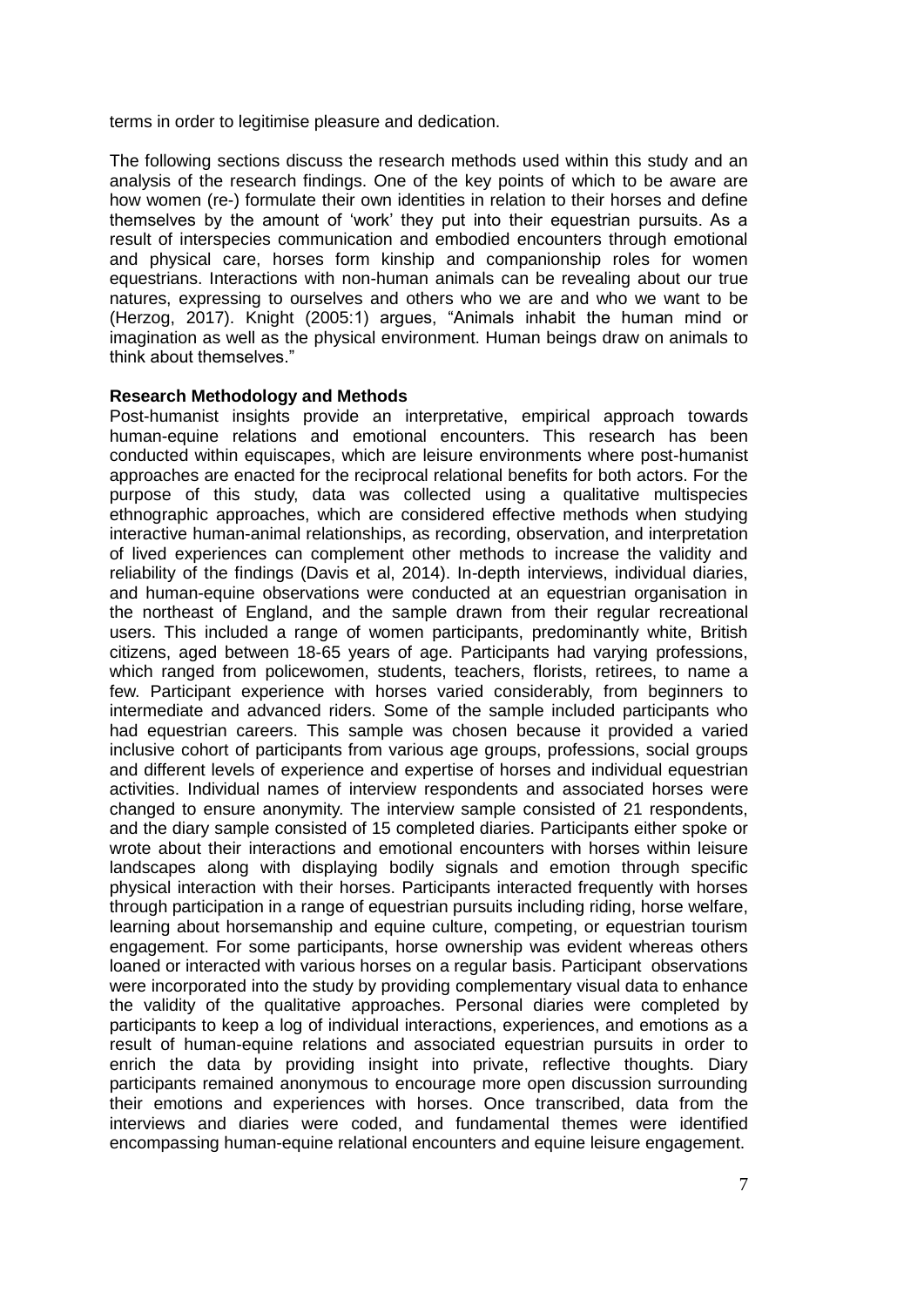terms in order to legitimise pleasure and dedication.

The following sections discuss the research methods used within this study and an analysis of the research findings. One of the key points of which to be aware are how women (re-) formulate their own identities in relation to their horses and define themselves by the amount of 'work' they put into their equestrian pursuits. As a result of interspecies communication and embodied encounters through emotional and physical care, horses form kinship and companionship roles for women equestrians. Interactions with non-human animals can be revealing about our true natures, expressing to ourselves and others who we are and who we want to be (Herzog, 2017). Knight (2005:1) argues, "Animals inhabit the human mind or imagination as well as the physical environment. Human beings draw on animals to think about themselves."

**Research Methodology and Methods**

Post-humanist insights provide an interpretative, empirical approach towards human-equine relations and emotional encounters. This research has been conducted within equiscapes, which are leisure environments where post-humanist approaches are enacted for the reciprocal relational benefits for both actors. For the purpose of this study, data was collected using a qualitative multispecies ethnographic approaches, which are considered effective methods when studying interactive human-animal relationships, as recording, observation, and interpretation of lived experiences can complement other methods to increase the validity and reliability of the findings (Davis et al, 2014). In-depth interviews, individual diaries, and human-equine observations were conducted at an equestrian organisation in the northeast of England, and the sample drawn from their regular recreational users. This included a range of women participants, predominantly white, British citizens, aged between 18-65 years of age. Participants had varying professions, which ranged from policewomen, students, teachers, florists, retirees, to name a few. Participant experience with horses varied considerably, from beginners to intermediate and advanced riders. Some of the sample included participants who had equestrian careers. This sample was chosen because it provided a varied inclusive cohort of participants from various age groups, professions, social groups and different levels of experience and expertise of horses and individual equestrian activities. Individual names of interview respondents and associated horses were changed to ensure anonymity. The interview sample consisted of 21 respondents, and the diary sample consisted of 15 completed diaries. Participants either spoke or wrote about their interactions and emotional encounters with horses within leisure landscapes along with displaying bodily signals and emotion through specific physical interaction with their horses. Participants interacted frequently with horses through participation in a range of equestrian pursuits including riding, horse welfare, learning about horsemanship and equine culture, competing, or equestrian tourism engagement. For some participants, horse ownership was evident whereas others loaned or interacted with various horses on a regular basis. Participant observations were incorporated into the study by providing complementary visual data to enhance the validity of the qualitative approaches. Personal diaries were completed by participants to keep a log of individual interactions, experiences, and emotions as a result of human-equine relations and associated equestrian pursuits in order to enrich the data by providing insight into private, reflective thoughts. Diary participants remained anonymous to encourage more open discussion surrounding their emotions and experiences with horses. Once transcribed, data from the interviews and diaries were coded, and fundamental themes were identified encompassing human-equine relational encounters and equine leisure engagement.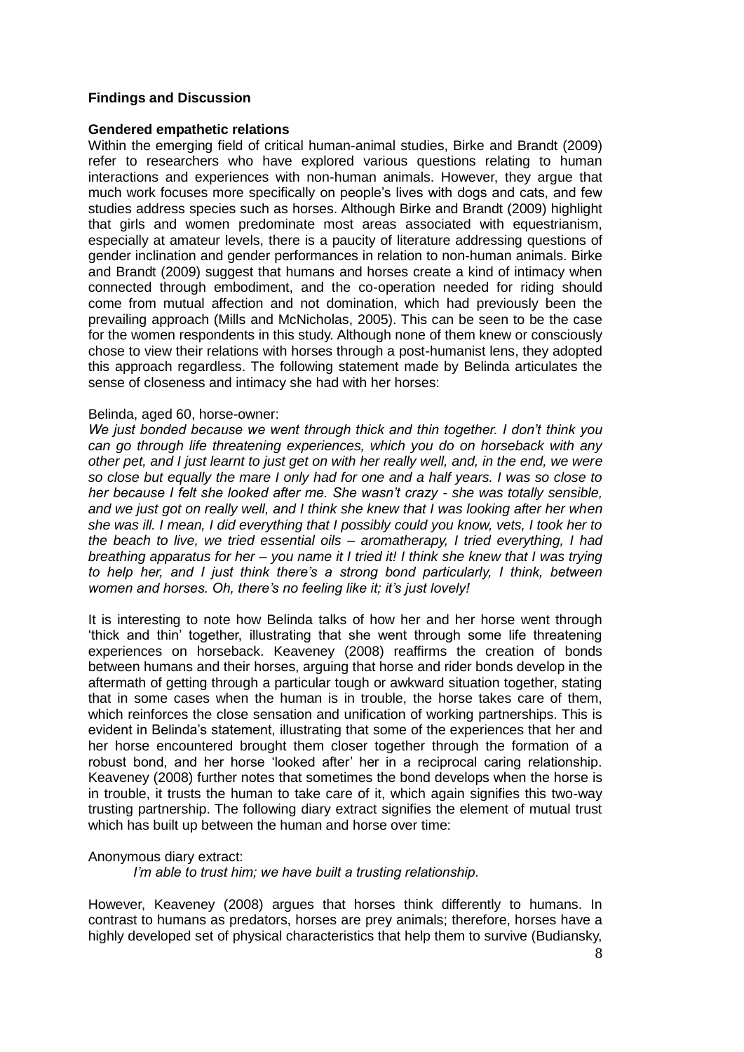## Findings and Discussion

### Gendered empathetic relations

Within the emerging field of critical human-animal studies, Birke and Brandt (2009) refer to researchers who have explored various questions relating to human interactions and experiences with non-human animals. However, they argue that much work focuses more specifically on people's lives with dogs and cats, and few studies address species such as horses. Although Birke and Brandt (2009) highlight that girls and women predominate most areas associated with equestrianism, especially at amateur levels, there is a paucity of literature addressing questions of gender inclination and gender performances in relation to non-human animals. Birke and Brandt (2009) suggest that humans and horses create a kind of intimacy when connected through embodiment, and the co-operation needed for riding should come from mutual affection and not domination, which had previously been the prevailing approach (Mills and McNicholas, 2005). This can be seen to be the case for the women respondents in this study. Although none of them knew or consciously chose to view their relations with horses through a post-humanist lens, they adopted this approach regardless. The following statement made by Belinda articulates the sense of closeness and intimacy she had with her horses:

Belinda, aged 60, horse-owner:

*We just bonded because we went through thick and thin together. I don't think you can go through life threatening experiences, which you do on horseback with any other pet, and I just learnt to just get on with her really well, and, in the end, we were so close but equally the mare I only had for one and a half years. I was so close to her because I felt she looked after me. She wasn't crazy - she was totally sensible, and we just got on really well, and I think she knew that I was looking after her when she was ill. I mean, I did everything that I possibly could you know, vets, I took her to the beach to live, we tried essential oils – aromatherapy, I tried everything, I had breathing apparatus for her – you name it I tried it! I think she knew that I was trying to help her, and I just think there's a strong bond particularly, I think, between women and horses. Oh, there's no feeling like it; it's just lovely!*

It is interesting to note how Belinda talks of how her and her horse went through 'thick and thin' together, illustrating that she went through some life threatening experiences on horseback. Keaveney (2008) reaffirms the creation of bonds between humans and their horses, arguing that horse and rider bonds develop in the aftermath of getting through a particular tough or awkward situation together, stating that in some cases when the human is in trouble, the horse takes care of them, which reinforces the close sensation and unification of working partnerships. This is evident in Belinda's statement, illustrating that some of the experiences that her and her horse encountered brought them closer together through the formation of a robust bond, and her horse 'looked after' her in a reciprocal caring relationship. Keaveney (2008) further notes that sometimes the bond develops when the horse is in trouble, it trusts the human to take care of it, which again signifies this two-way trusting partnership. The following diary extract signifies the element of mutual trust which has built up between the human and horse over time:

Anonymous diary extract:

*I'm able to trust him; we have built a trusting relationship.*

However, Keaveney (2008) argues that horses think differently to humans. In contrast to humans as predators, horses are prey animals; therefore, horses have a highly developed set of physical characteristics that help them to survive (Budiansky,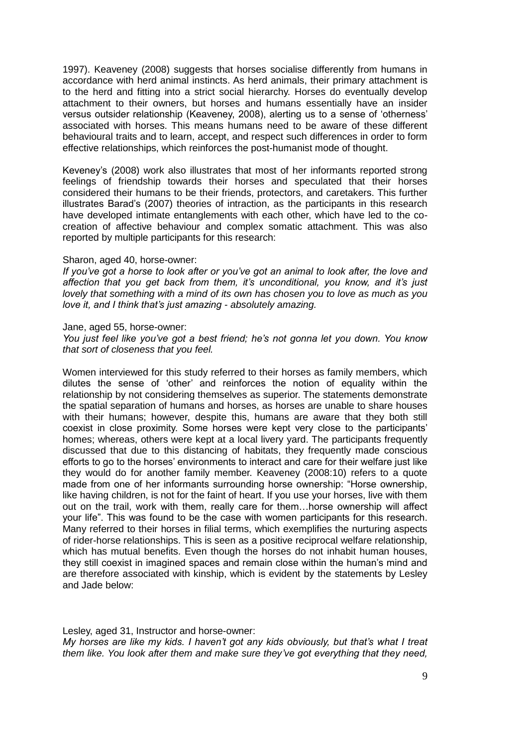1997). Keaveney (2008) suggests that horses socialise differently from humans in accordance with herd animal instincts. As herd animals, their primary attachment is to the herd and fitting into a strict social hierarchy. Horses do eventually develop attachment to their owners, but horses and humans essentially have an insider versus outsider relationship (Keaveney, 2008), alerting us to a sense of 'otherness' associated with horses. This means humans need to be aware of these different behavioural traits and to learn, accept, and respect such differences in order to form effective relationships, which reinforces the post-humanist mode of thought.

Keveney's (2008) work also illustrates that most of her informants reported strong feelings of friendship towards their horses and speculated that their horses considered their humans to be their friends, protectors, and caretakers. This further illustrates Barad's (2007) theories of intraction, as the participants in this research have developed intimate entanglements with each other, which have led to the co-creation of affective behaviour and complex somatic attachment. This was also reported by multiple participants for this research:

Sharon, aged 40, horse-owner:
*If you've got a horse to look after or you've got an animal to look after, the love and affection that you get back from them, it's unconditional, you know, and it's just lovely that something with a mind of its own has chosen you to love as much as you love it, and I think that's just amazing - absolutely amazing.*

Jane, aged 55, horse-owner:
*You just feel like you've got a best friend; he's not gonna let you down. You know that sort of closeness that you feel.*

Women interviewed for this study referred to their horses as family members, which dilutes the sense of 'other' and reinforces the notion of equality within the relationship by not considering themselves as superior. The statements demonstrate the spatial separation of humans and horses, as horses are unable to share houses with their humans; however, despite this, humans are aware that they both still coexist in close proximity. Some horses were kept very close to the participants' homes; whereas, others were kept at a local livery yard. The participants frequently discussed that due to this distancing of habitats, they frequently made conscious efforts to go to the horses' environments to interact and care for their welfare just like they would do for another family member. Keaveney (2008:10) refers to a quote made from one of her informants surrounding horse ownership: "Horse ownership, like having children, is not for the faint of heart. If you use your horses, live with them out on the trail, work with them, really care for them…horse ownership will affect your life". This was found to be the case with women participants for this research. Many referred to their horses in filial terms, which exemplifies the nurturing aspects of rider-horse relationships. This is seen as a positive reciprocal welfare relationship, which has mutual benefits. Even though the horses do not inhabit human houses, they still coexist in imagined spaces and remain close within the human's mind and are therefore associated with kinship, which is evident by the statements by Lesley and Jade below:

Lesley, aged 31, Instructor and horse-owner:
*My horses are like my kids. I haven't got any kids obviously, but that's what I treat them like. You look after them and make sure they've got everything that they need,*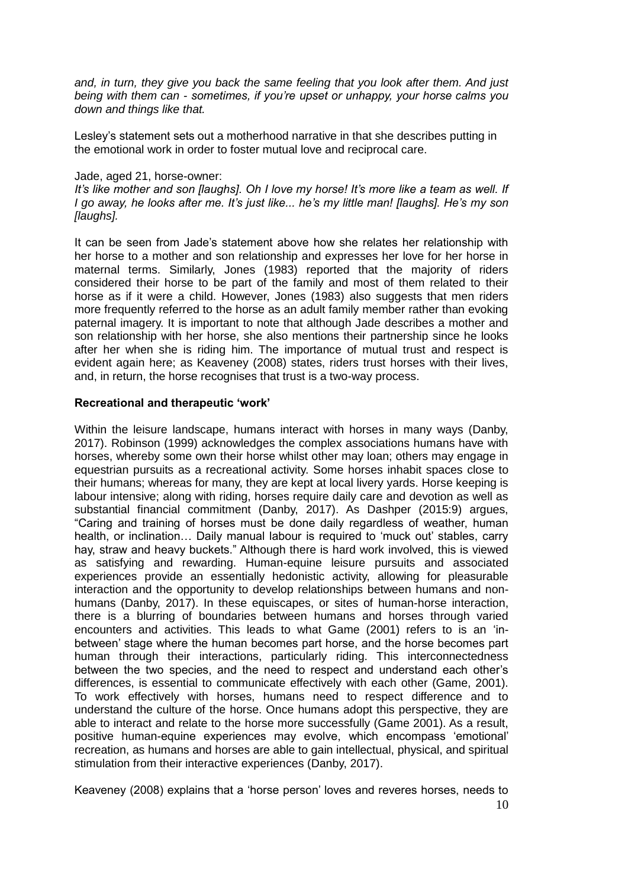*and, in turn, they give you back the same feeling that you look after them. And just being with them can - sometimes, if you're upset or unhappy, your horse calms you down and things like that.*

Lesley's statement sets out a motherhood narrative in that she describes putting in the emotional work in order to foster mutual love and reciprocal care.

Jade, aged 21, horse-owner:
*It's like mother and son [laughs]. Oh I love my horse! It's more like a team as well. If I go away, he looks after me. It's just like... he's my little man! [laughs]. He's my son [laughs].*

It can be seen from Jade's statement above how she relates her relationship with her horse to a mother and son relationship and expresses her love for her horse in maternal terms. Similarly, Jones (1983) reported that the majority of riders considered their horse to be part of the family and most of them related to their horse as if it were a child. However, Jones (1983) also suggests that men riders more frequently referred to the horse as an adult family member rather than evoking paternal imagery. It is important to note that although Jade describes a mother and son relationship with her horse, she also mentions their partnership since he looks after her when she is riding him. The importance of mutual trust and respect is evident again here; as Keaveney (2008) states, riders trust horses with their lives, and, in return, the horse recognises that trust is a two-way process.

**Recreational and therapeutic 'work'**

Within the leisure landscape, humans interact with horses in many ways (Danby, 2017). Robinson (1999) acknowledges the complex associations humans have with horses, whereby some own their horse whilst other may loan; others may engage in equestrian pursuits as a recreational activity. Some horses inhabit spaces close to their humans; whereas for many, they are kept at local livery yards. Horse keeping is labour intensive; along with riding, horses require daily care and devotion as well as substantial financial commitment (Danby, 2017). As Dashper (2015:9) argues, "Caring and training of horses must be done daily regardless of weather, human health, or inclination… Daily manual labour is required to 'muck out' stables, carry hay, straw and heavy buckets." Although there is hard work involved, this is viewed as satisfying and rewarding. Human-equine leisure pursuits and associated experiences provide an essentially hedonistic activity, allowing for pleasurable interaction and the opportunity to develop relationships between humans and non-humans (Danby, 2017). In these equiscapes, or sites of human-horse interaction, there is a blurring of boundaries between humans and horses through varied encounters and activities. This leads to what Game (2001) refers to is an 'in-between' stage where the human becomes part horse, and the horse becomes part human through their interactions, particularly riding. This interconnectedness between the two species, and the need to respect and understand each other's differences, is essential to communicate effectively with each other (Game, 2001). To work effectively with horses, humans need to respect difference and to understand the culture of the horse. Once humans adopt this perspective, they are able to interact and relate to the horse more successfully (Game 2001). As a result, positive human-equine experiences may evolve, which encompass 'emotional' recreation, as humans and horses are able to gain intellectual, physical, and spiritual stimulation from their interactive experiences (Danby, 2017).

Keaveney (2008) explains that a 'horse person' loves and reveres horses, needs to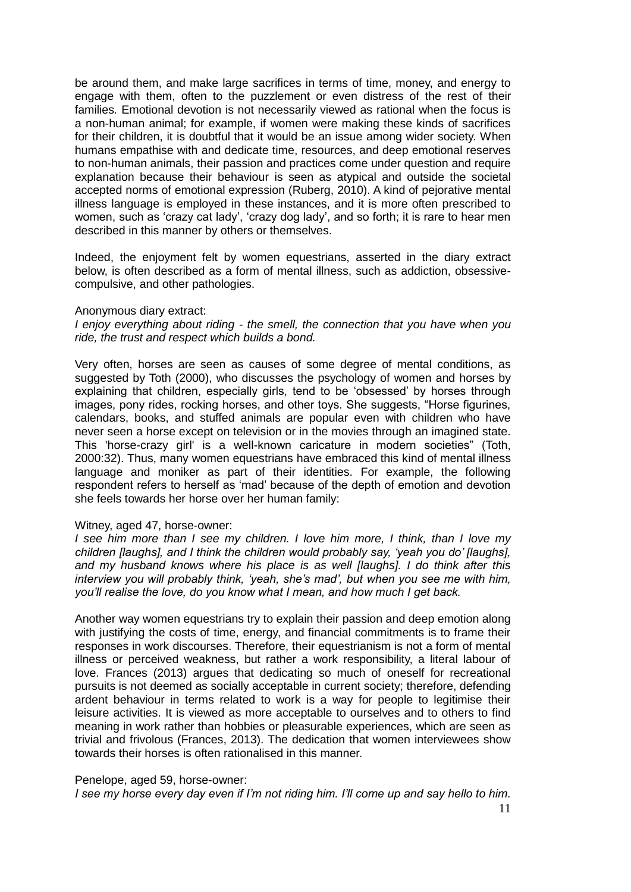be around them, and make large sacrifices in terms of time, money, and energy to engage with them, often to the puzzlement or even distress of the rest of their families. Emotional devotion is not necessarily viewed as rational when the focus is a non-human animal; for example, if women were making these kinds of sacrifices for their children, it is doubtful that it would be an issue among wider society. When humans empathise with and dedicate time, resources, and deep emotional reserves to non-human animals, their passion and practices come under question and require explanation because their behaviour is seen as atypical and outside the societal accepted norms of emotional expression (Ruberg, 2010). A kind of pejorative mental illness language is employed in these instances, and it is more often prescribed to women, such as 'crazy cat lady', 'crazy dog lady', and so forth; it is rare to hear men described in this manner by others or themselves.

Indeed, the enjoyment felt by women equestrians, asserted in the diary extract below, is often described as a form of mental illness, such as addiction, obsessive-compulsive, and other pathologies.

Anonymous diary extract:
*I enjoy everything about riding - the smell, the connection that you have when you ride, the trust and respect which builds a bond.*

Very often, horses are seen as causes of some degree of mental conditions, as suggested by Toth (2000), who discusses the psychology of women and horses by explaining that children, especially girls, tend to be 'obsessed' by horses through images, pony rides, rocking horses, and other toys. She suggests, "Horse figurines, calendars, books, and stuffed animals are popular even with children who have never seen a horse except on television or in the movies through an imagined state. This 'horse-crazy girl' is a well-known caricature in modern societies" (Toth, 2000:32). Thus, many women equestrians have embraced this kind of mental illness language and moniker as part of their identities. For example, the following respondent refers to herself as 'mad' because of the depth of emotion and devotion she feels towards her horse over her human family:

Witney, aged 47, horse-owner:
*I see him more than I see my children. I love him more, I think, than I love my children [laughs], and I think the children would probably say, 'yeah you do' [laughs], and my husband knows where his place is as well [laughs]. I do think after this interview you will probably think, 'yeah, she's mad', but when you see me with him, you'll realise the love, do you know what I mean, and how much I get back.*

Another way women equestrians try to explain their passion and deep emotion along with justifying the costs of time, energy, and financial commitments is to frame their responses in work discourses. Therefore, their equestrianism is not a form of mental illness or perceived weakness, but rather a work responsibility, a literal labour of love. Frances (2013) argues that dedicating so much of oneself for recreational pursuits is not deemed as socially acceptable in current society; therefore, defending ardent behaviour in terms related to work is a way for people to legitimise their leisure activities. It is viewed as more acceptable to ourselves and to others to find meaning in work rather than hobbies or pleasurable experiences, which are seen as trivial and frivolous (Frances, 2013). The dedication that women interviewees show towards their horses is often rationalised in this manner.

Penelope, aged 59, horse-owner:
*I see my horse every day even if I'm not riding him. I'll come up and say hello to him.*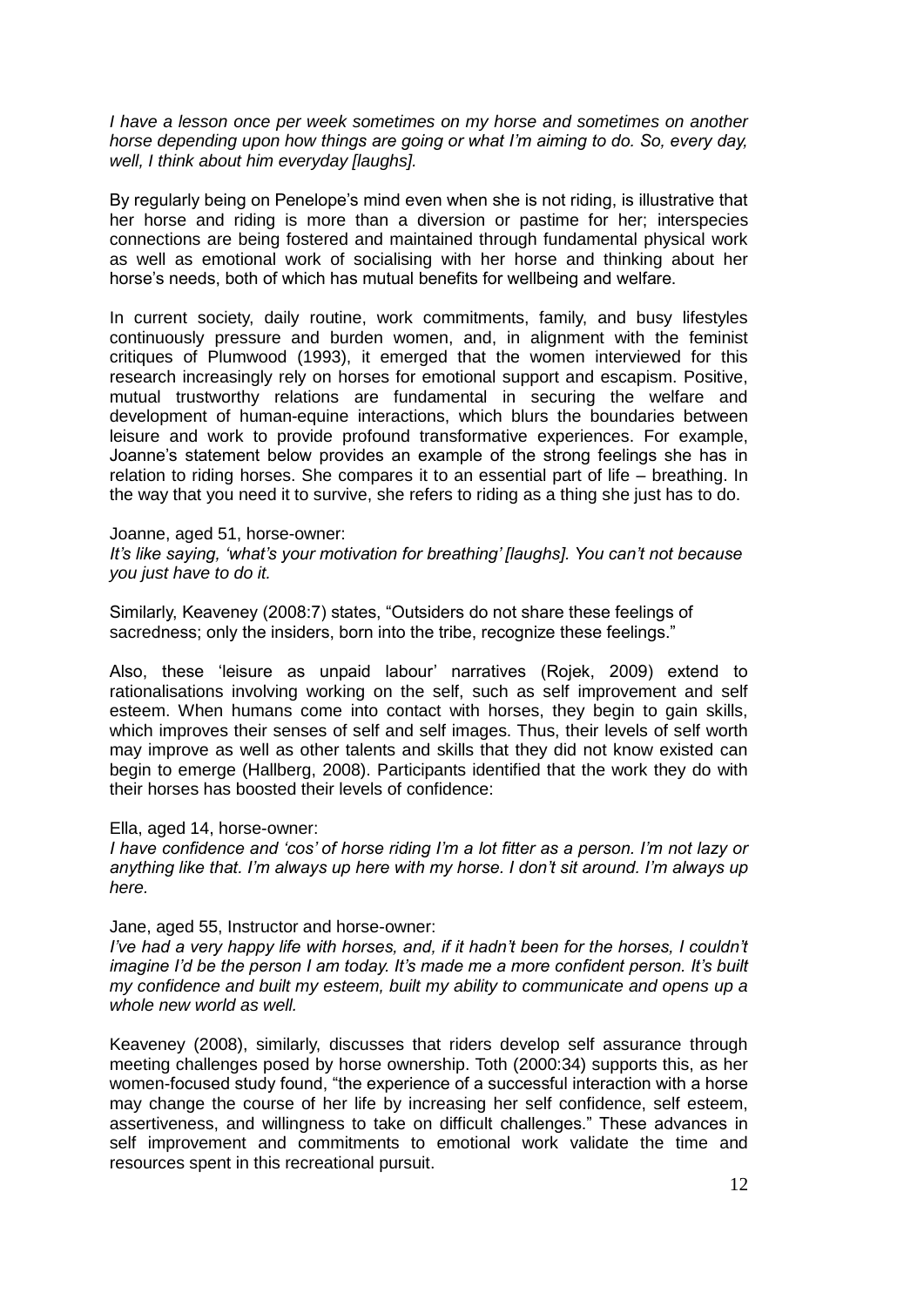*I have a lesson once per week sometimes on my horse and sometimes on another horse depending upon how things are going or what I'm aiming to do. So, every day, well, I think about him everyday [laughs].*

By regularly being on Penelope's mind even when she is not riding, is illustrative that her horse and riding is more than a diversion or pastime for her; interspecies connections are being fostered and maintained through fundamental physical work as well as emotional work of socialising with her horse and thinking about her horse's needs, both of which has mutual benefits for wellbeing and welfare.

In current society, daily routine, work commitments, family, and busy lifestyles continuously pressure and burden women, and, in alignment with the feminist critiques of Plumwood (1993), it emerged that the women interviewed for this research increasingly rely on horses for emotional support and escapism. Positive, mutual trustworthy relations are fundamental in securing the welfare and development of human-equine interactions, which blurs the boundaries between leisure and work to provide profound transformative experiences. For example, Joanne's statement below provides an example of the strong feelings she has in relation to riding horses. She compares it to an essential part of life – breathing. In the way that you need it to survive, she refers to riding as a thing she just has to do.

Joanne, aged 51, horse-owner:
*It's like saying, 'what's your motivation for breathing' [laughs]. You can't not because you just have to do it.*

Similarly, Keaveney (2008:7) states, "Outsiders do not share these feelings of sacredness; only the insiders, born into the tribe, recognize these feelings."

Also, these 'leisure as unpaid labour' narratives (Rojek, 2009) extend to rationalisations involving working on the self, such as self improvement and self esteem. When humans come into contact with horses, they begin to gain skills, which improves their senses of self and self images. Thus, their levels of self worth may improve as well as other talents and skills that they did not know existed can begin to emerge (Hallberg, 2008). Participants identified that the work they do with their horses has boosted their levels of confidence:

Ella, aged 14, horse-owner:
*I have confidence and 'cos' of horse riding I'm a lot fitter as a person. I'm not lazy or anything like that. I'm always up here with my horse. I don't sit around. I'm always up here.*

Jane, aged 55, Instructor and horse-owner:
*I've had a very happy life with horses, and, if it hadn't been for the horses, I couldn't imagine I'd be the person I am today. It's made me a more confident person. It's built my confidence and built my esteem, built my ability to communicate and opens up a whole new world as well.*

Keaveney (2008), similarly, discusses that riders develop self assurance through meeting challenges posed by horse ownership. Toth (2000:34) supports this, as her women-focused study found, "the experience of a successful interaction with a horse may change the course of her life by increasing her self confidence, self esteem, assertiveness, and willingness to take on difficult challenges." These advances in self improvement and commitments to emotional work validate the time and resources spent in this recreational pursuit.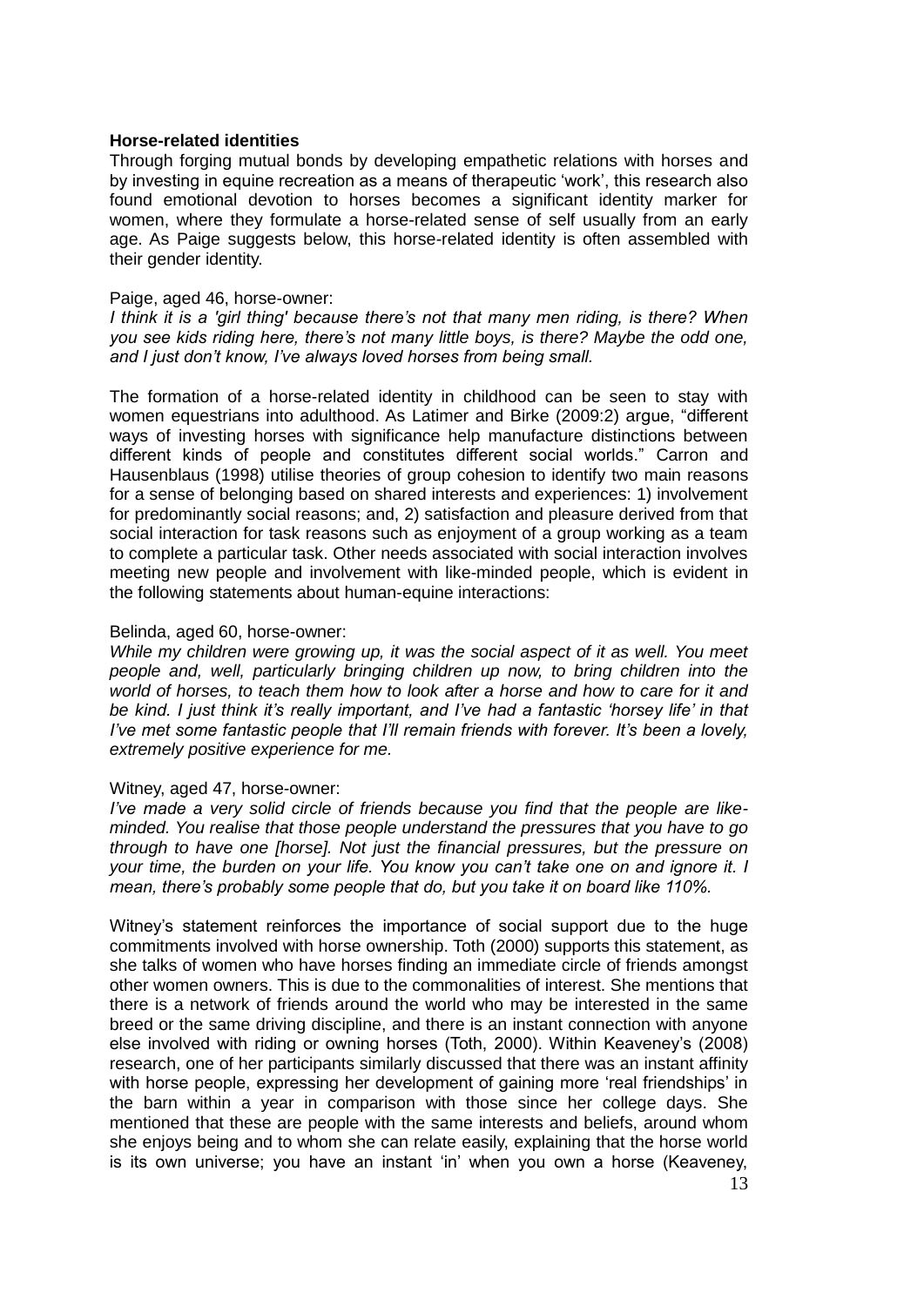**Horse-related identities**

Through forging mutual bonds by developing empathetic relations with horses and by investing in equine recreation as a means of therapeutic 'work', this research also found emotional devotion to horses becomes a significant identity marker for women, where they formulate a horse-related sense of self usually from an early age. As Paige suggests below, this horse-related identity is often assembled with their gender identity.

Paige, aged 46, horse-owner:
*I think it is a 'girl thing' because there's not that many men riding, is there? When you see kids riding here, there's not many little boys, is there? Maybe the odd one, and I just don't know, I've always loved horses from being small.*

The formation of a horse-related identity in childhood can be seen to stay with women equestrians into adulthood. As Latimer and Birke (2009:2) argue, "different ways of investing horses with significance help manufacture distinctions between different kinds of people and constitutes different social worlds." Carron and Hausenblaus (1998) utilise theories of group cohesion to identify two main reasons for a sense of belonging based on shared interests and experiences: 1) involvement for predominantly social reasons; and, 2) satisfaction and pleasure derived from that social interaction for task reasons such as enjoyment of a group working as a team to complete a particular task. Other needs associated with social interaction involves meeting new people and involvement with like-minded people, which is evident in the following statements about human-equine interactions:

Belinda, aged 60, horse-owner:
*While my children were growing up, it was the social aspect of it as well. You meet people and, well, particularly bringing children up now, to bring children into the world of horses, to teach them how to look after a horse and how to care for it and be kind. I just think it's really important, and I've had a fantastic 'horsey life' in that I've met some fantastic people that I'll remain friends with forever. It's been a lovely, extremely positive experience for me.*

Witney, aged 47, horse-owner:
*I've made a very solid circle of friends because you find that the people are like-minded. You realise that those people understand the pressures that you have to go through to have one [horse]. Not just the financial pressures, but the pressure on your time, the burden on your life. You know you can't take one on and ignore it. I mean, there's probably some people that do, but you take it on board like 110%.*

Witney's statement reinforces the importance of social support due to the huge commitments involved with horse ownership. Toth (2000) supports this statement, as she talks of women who have horses finding an immediate circle of friends amongst other women owners. This is due to the commonalities of interest. She mentions that there is a network of friends around the world who may be interested in the same breed or the same driving discipline, and there is an instant connection with anyone else involved with riding or owning horses (Toth, 2000). Within Keaveney's (2008) research, one of her participants similarly discussed that there was an instant affinity with horse people, expressing her development of gaining more 'real friendships' in the barn within a year in comparison with those since her college days. She mentioned that these are people with the same interests and beliefs, around whom she enjoys being and to whom she can relate easily, explaining that the horse world is its own universe; you have an instant 'in' when you own a horse (Keaveney,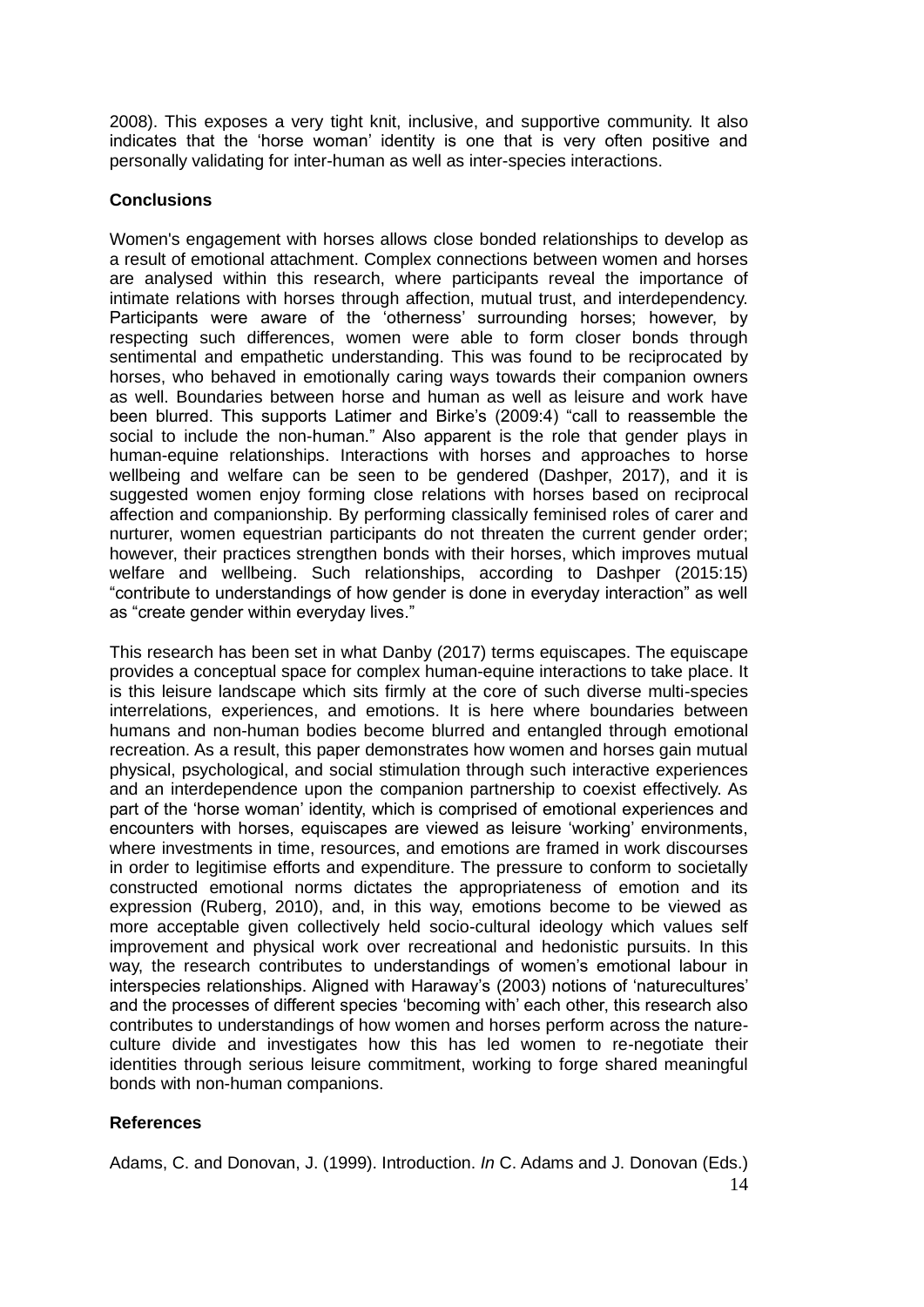2008). This exposes a very tight knit, inclusive, and supportive community. It also indicates that the 'horse woman' identity is one that is very often positive and personally validating for inter-human as well as inter-species interactions.

## Conclusions

Women's engagement with horses allows close bonded relationships to develop as a result of emotional attachment. Complex connections between women and horses are analysed within this research, where participants reveal the importance of intimate relations with horses through affection, mutual trust, and interdependency. Participants were aware of the 'otherness' surrounding horses; however, by respecting such differences, women were able to form closer bonds through sentimental and empathetic understanding. This was found to be reciprocated by horses, who behaved in emotionally caring ways towards their companion owners as well. Boundaries between horse and human as well as leisure and work have been blurred. This supports Latimer and Birke's (2009:4) "call to reassemble the social to include the non-human." Also apparent is the role that gender plays in human-equine relationships. Interactions with horses and approaches to horse wellbeing and welfare can be seen to be gendered (Dashper, 2017), and it is suggested women enjoy forming close relations with horses based on reciprocal affection and companionship. By performing classically feminised roles of carer and nurturer, women equestrian participants do not threaten the current gender order; however, their practices strengthen bonds with their horses, which improves mutual welfare and wellbeing. Such relationships, according to Dashper (2015:15) "contribute to understandings of how gender is done in everyday interaction" as well as "create gender within everyday lives."

This research has been set in what Danby (2017) terms equiscapes. The equiscape provides a conceptual space for complex human-equine interactions to take place. It is this leisure landscape which sits firmly at the core of such diverse multi-species interrelations, experiences, and emotions. It is here where boundaries between humans and non-human bodies become blurred and entangled through emotional recreation. As a result, this paper demonstrates how women and horses gain mutual physical, psychological, and social stimulation through such interactive experiences and an interdependence upon the companion partnership to coexist effectively. As part of the 'horse woman' identity, which is comprised of emotional experiences and encounters with horses, equiscapes are viewed as leisure 'working' environments, where investments in time, resources, and emotions are framed in work discourses in order to legitimise efforts and expenditure. The pressure to conform to societally constructed emotional norms dictates the appropriateness of emotion and its expression (Ruberg, 2010), and, in this way, emotions become to be viewed as more acceptable given collectively held socio-cultural ideology which values self improvement and physical work over recreational and hedonistic pursuits. In this way, the research contributes to understandings of women's emotional labour in interspecies relationships. Aligned with Haraway's (2003) notions of 'naturecultures' and the processes of different species 'becoming with' each other, this research also contributes to understandings of how women and horses perform across the nature-culture divide and investigates how this has led women to re-negotiate their identities through serious leisure commitment, working to forge shared meaningful bonds with non-human companions.

## References

Adams, C. and Donovan, J. (1999). Introduction. *In* C. Adams and J. Donovan (Eds.)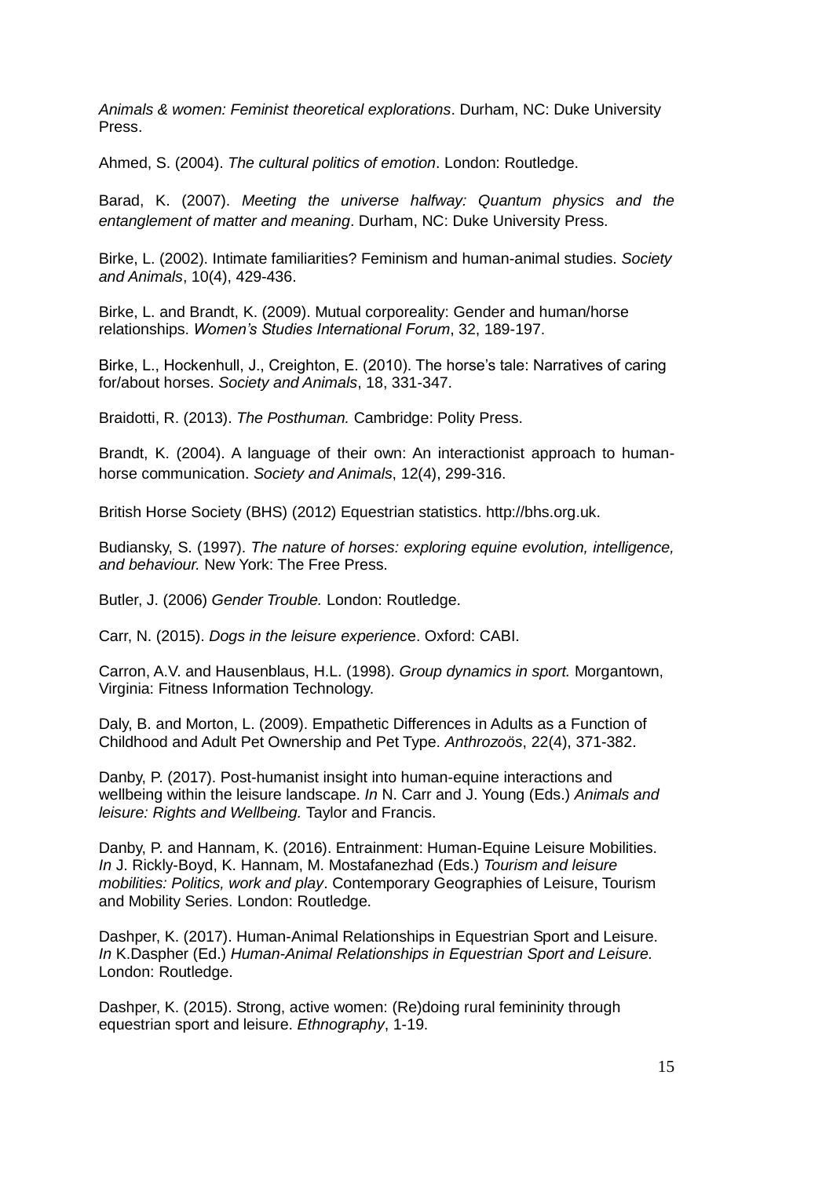*Animals & women: Feminist theoretical explorations*. Durham, NC: Duke University Press.

Ahmed, S. (2004). *The cultural politics of emotion*. London: Routledge.

Barad, K. (2007). *Meeting the universe halfway: Quantum physics and the entanglement of matter and meaning*. Durham, NC: Duke University Press.

Birke, L. (2002). Intimate familiarities? Feminism and human-animal studies. *Society and Animals*, 10(4), 429-436.

Birke, L. and Brandt, K. (2009). Mutual corporeality: Gender and human/horse relationships. *Women's Studies International Forum*, 32, 189-197.

Birke, L., Hockenhull, J., Creighton, E. (2010). The horse's tale: Narratives of caring for/about horses. *Society and Animals*, 18, 331-347.

Braidotti, R. (2013). *The Posthuman.* Cambridge: Polity Press.

Brandt, K. (2004). A language of their own: An interactionist approach to human-horse communication. *Society and Animals*, 12(4), 299-316.

British Horse Society (BHS) (2012) Equestrian statistics. http://bhs.org.uk.

Budiansky, S. (1997). *The nature of horses: exploring equine evolution, intelligence, and behaviour.* New York: The Free Press.

Butler, J. (2006) *Gender Trouble.* London: Routledge.

Carr, N. (2015). *Dogs in the leisure experience*. Oxford: CABI.

Carron, A.V. and Hausenblaus, H.L. (1998). *Group dynamics in sport.* Morgantown, Virginia: Fitness Information Technology.

Daly, B. and Morton, L. (2009). Empathetic Differences in Adults as a Function of Childhood and Adult Pet Ownership and Pet Type. *Anthrozoös*, 22(4), 371-382.

Danby, P. (2017). Post-humanist insight into human-equine interactions and wellbeing within the leisure landscape. *In* N. Carr and J. Young (Eds.) *Animals and leisure: Rights and Wellbeing.* Taylor and Francis.

Danby, P. and Hannam, K. (2016). Entrainment: Human-Equine Leisure Mobilities. *In* J. Rickly-Boyd, K. Hannam, M. Mostafanezhad (Eds.) *Tourism and leisure mobilities: Politics, work and play*. Contemporary Geographies of Leisure, Tourism and Mobility Series. London: Routledge.

Dashper, K. (2017). Human-Animal Relationships in Equestrian Sport and Leisure. *In* K.Daspher (Ed.) *Human-Animal Relationships in Equestrian Sport and Leisure.* London: Routledge.

Dashper, K. (2015). Strong, active women: (Re)doing rural femininity through equestrian sport and leisure. *Ethnography*, 1-19.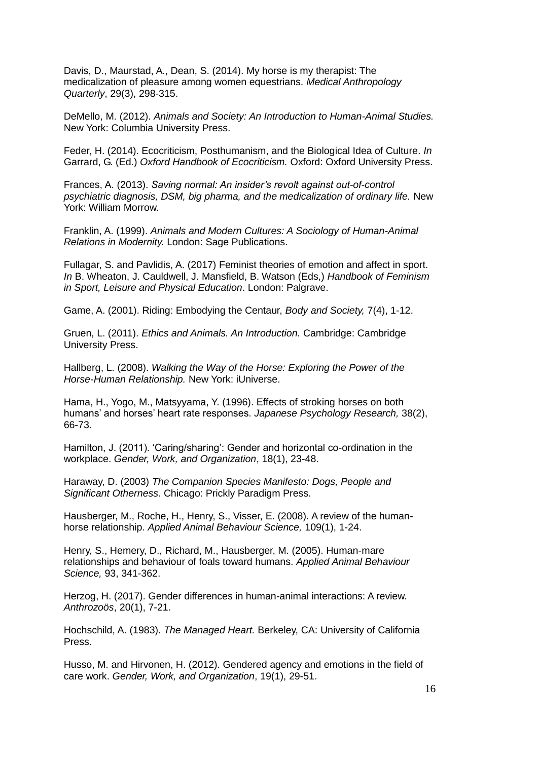Davis, D., Maurstad, A., Dean, S. (2014). My horse is my therapist: The medicalization of pleasure among women equestrians. *Medical Anthropology Quarterly*, 29(3), 298-315.

DeMello, M. (2012). *Animals and Society: An Introduction to Human-Animal Studies.* New York: Columbia University Press.

Feder, H. (2014). Ecocriticism, Posthumanism, and the Biological Idea of Culture. *In* Garrard, G. (Ed.) *Oxford Handbook of Ecocriticism.* Oxford: Oxford University Press.

Frances, A. (2013). *Saving normal: An insider's revolt against out-of-control psychiatric diagnosis, DSM, big pharma, and the medicalization of ordinary life.* New York: William Morrow.

Franklin, A. (1999). *Animals and Modern Cultures: A Sociology of Human-Animal Relations in Modernity.* London: Sage Publications.

Fullagar, S. and Pavlidis, A. (2017) Feminist theories of emotion and affect in sport. *In* B. Wheaton, J. Cauldwell, J. Mansfield, B. Watson (Eds,) *Handbook of Feminism in Sport, Leisure and Physical Education*. London: Palgrave.

Game, A. (2001). Riding: Embodying the Centaur, *Body and Society,* 7(4), 1-12.

Gruen, L. (2011). *Ethics and Animals. An Introduction.* Cambridge: Cambridge University Press.

Hallberg, L. (2008). *Walking the Way of the Horse: Exploring the Power of the Horse-Human Relationship.* New York: iUniverse.

Hama, H., Yogo, M., Matsyyama, Y. (1996). Effects of stroking horses on both humans' and horses' heart rate responses. *Japanese Psychology Research,* 38(2), 66-73.

Hamilton, J. (2011). 'Caring/sharing': Gender and horizontal co-ordination in the workplace. *Gender, Work, and Organization*, 18(1), 23-48.

Haraway, D. (2003) *The Companion Species Manifesto: Dogs, People and Significant Otherness*. Chicago: Prickly Paradigm Press.

Hausberger, M., Roche, H., Henry, S., Visser, E. (2008). A review of the human-horse relationship. *Applied Animal Behaviour Science,* 109(1), 1-24.

Henry, S., Hemery, D., Richard, M., Hausberger, M. (2005). Human-mare relationships and behaviour of foals toward humans. *Applied Animal Behaviour Science,* 93, 341-362.

Herzog, H. (2017). Gender differences in human-animal interactions: A review. *Anthrozoös*, 20(1), 7-21.

Hochschild, A. (1983). *The Managed Heart.* Berkeley, CA: University of California Press.

Husso, M. and Hirvonen, H. (2012). Gendered agency and emotions in the field of care work. *Gender, Work, and Organization*, 19(1), 29-51.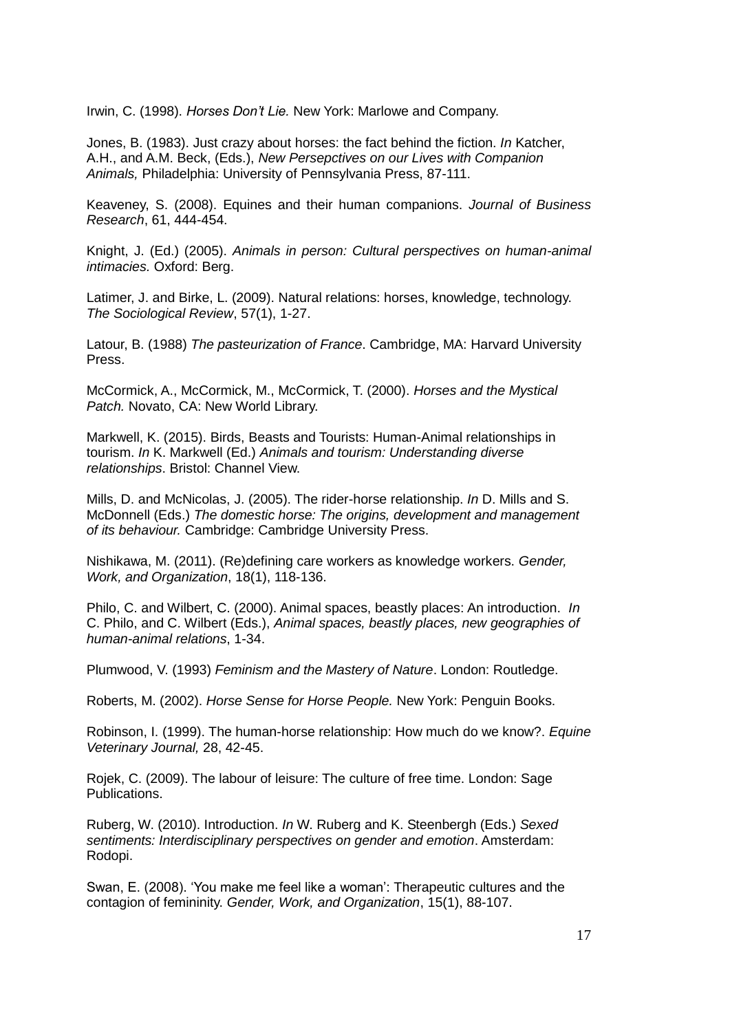Irwin, C. (1998). *Horses Don't Lie.* New York: Marlowe and Company.

Jones, B. (1983). Just crazy about horses: the fact behind the fiction. *In* Katcher, A.H., and A.M. Beck, (Eds.), *New Persepctives on our Lives with Companion Animals,* Philadelphia: University of Pennsylvania Press, 87-111.

Keaveney, S. (2008). Equines and their human companions. *Journal of Business Research*, 61, 444-454.

Knight, J. (Ed.) (2005). *Animals in person: Cultural perspectives on human-animal intimacies.* Oxford: Berg.

Latimer, J. and Birke, L. (2009). Natural relations: horses, knowledge, technology. *The Sociological Review*, 57(1), 1-27.

Latour, B. (1988) *The pasteurization of France*. Cambridge, MA: Harvard University Press.

McCormick, A., McCormick, M., McCormick, T. (2000). *Horses and the Mystical Patch.* Novato, CA: New World Library.

Markwell, K. (2015). Birds, Beasts and Tourists: Human-Animal relationships in tourism. *In* K. Markwell (Ed.) *Animals and tourism: Understanding diverse relationships*. Bristol: Channel View.

Mills, D. and McNicolas, J. (2005). The rider-horse relationship. *In* D. Mills and S. McDonnell (Eds.) *The domestic horse: The origins, development and management of its behaviour.* Cambridge: Cambridge University Press.

Nishikawa, M. (2011). (Re)defining care workers as knowledge workers. *Gender, Work, and Organization*, 18(1), 118-136.

Philo, C. and Wilbert, C. (2000). Animal spaces, beastly places: An introduction. *In* C. Philo, and C. Wilbert (Eds.), *Animal spaces, beastly places, new geographies of human-animal relations*, 1-34.

Plumwood, V. (1993) *Feminism and the Mastery of Nature*. London: Routledge.

Roberts, M. (2002). *Horse Sense for Horse People.* New York: Penguin Books.

Robinson, I. (1999). The human-horse relationship: How much do we know?. *Equine Veterinary Journal,* 28, 42-45.

Rojek, C. (2009). The labour of leisure: The culture of free time. London: Sage Publications.

Ruberg, W. (2010). Introduction. *In* W. Ruberg and K. Steenbergh (Eds.) *Sexed sentiments: Interdisciplinary perspectives on gender and emotion*. Amsterdam: Rodopi.

Swan, E. (2008). 'You make me feel like a woman': Therapeutic cultures and the contagion of femininity. *Gender, Work, and Organization*, 15(1), 88-107.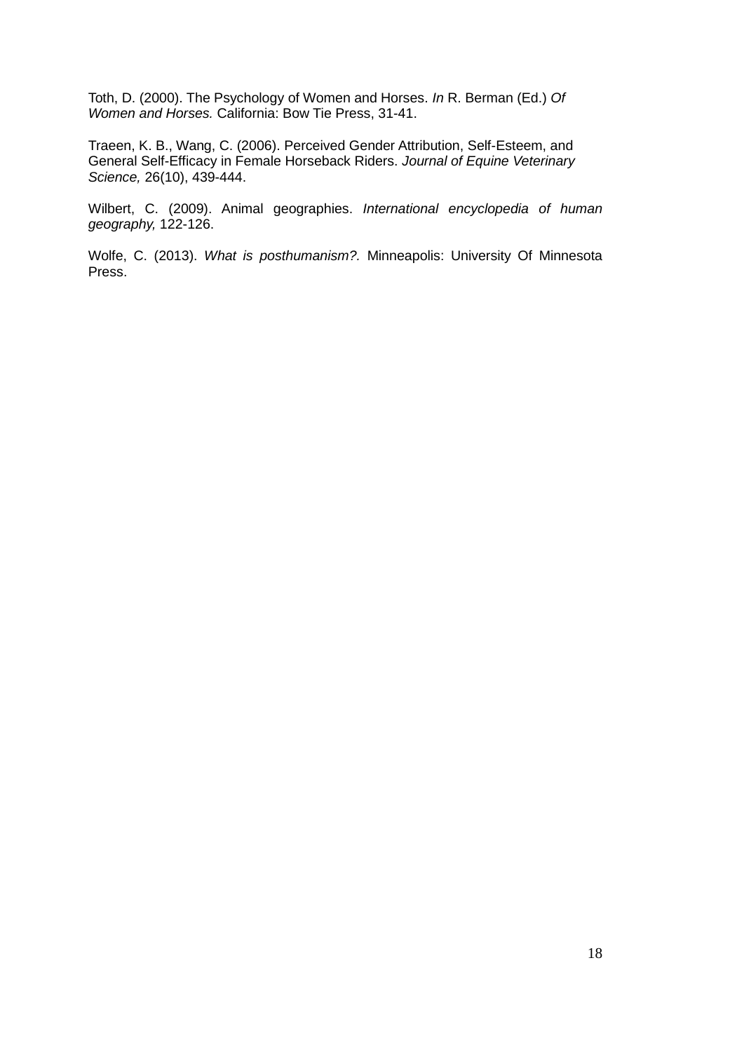Toth, D. (2000). The Psychology of Women and Horses. *In* R. Berman (Ed.) *Of Women and Horses.* California: Bow Tie Press, 31-41.

Traeen, K. B., Wang, C. (2006). Perceived Gender Attribution, Self-Esteem, and General Self-Efficacy in Female Horseback Riders. *Journal of Equine Veterinary Science,* 26(10), 439-444.

Wilbert, C. (2009). Animal geographies. *International encyclopedia of human geography,* 122-126.

Wolfe, C. (2013). *What is posthumanism?.* Minneapolis: University Of Minnesota Press.